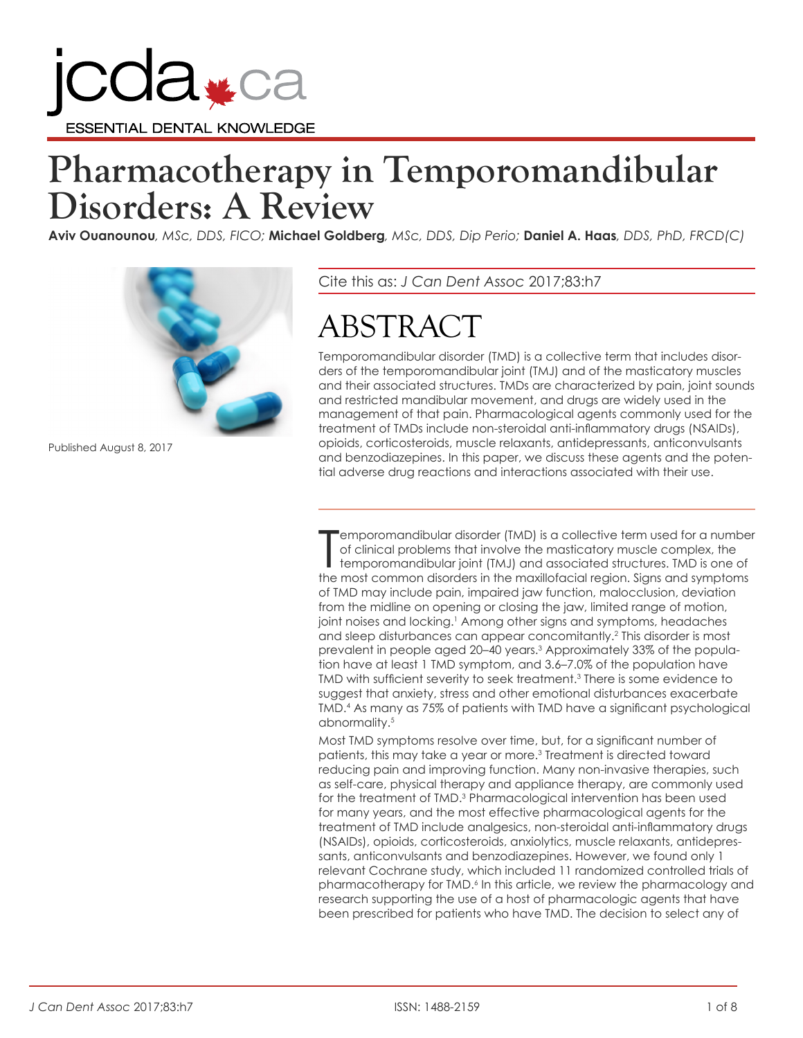# Pharmacotherapy in Temporomandibular Disorders: A Review

**Aviv Ouanounou**, *MSc, DDS, FICO;* **Michael Goldberg**, *MSc, DDS, Dip Perio;* **Daniel A. Haas**, *DDS, PhD, FRCD(C)*

Published August 8, 2017

Cite this as: *J Can Dent Assoc* 2017;83:h7

## ABSTRACT

Temporomandibular disorder (TMD) is a collective term that includes disorders of the temporomandibular joint (TMJ) and of the masticatory muscles and their associated structures. TMDs are characterized by pain, joint sounds and restricted mandibular movement, and drugs are widely used in the management of that pain. Pharmacological agents commonly used for the treatment of TMDs include non-steroidal anti-inflammatory drugs (NSAIDs), opioids, corticosteroids, muscle relaxants, antidepressants, anticonvulsants and benzodiazepines. In this paper, we discuss these agents and the potential adverse drug reactions and interactions associated with their use.

Temporomandibular disorder (TMD) is a collective term used for a number of clinical problems that involve the masticatory muscle complex, the temporomandibular joint (TMJ) and associated structures. TMD is one of the most common disorders in the maxillofacial region. Signs and symptoms of TMD may include pain, impaired jaw function, malocclusion, deviation from the midline on opening or closing the jaw, limited range of motion, joint noises and locking.[1] Among other signs and symptoms, headaches and sleep disturbances can appear concomitantly.[2] This disorder is most prevalent in people aged 20–40 years.[3] Approximately 33% of the population have at least 1 TMD symptom, and 3.6–7.0% of the population have TMD with sufficient severity to seek treatment.[3] There is some evidence to suggest that anxiety, stress and other emotional disturbances exacerbate TMD.[4] As many as 75% of patients with TMD have a significant psychological abnormality.[5]

Most TMD symptoms resolve over time, but, for a significant number of patients, this may take a year or more.[3] Treatment is directed toward reducing pain and improving function. Many non-invasive therapies, such as self-care, physical therapy and appliance therapy, are commonly used for the treatment of TMD.[3] Pharmacological intervention has been used for many years, and the most effective pharmacological agents for the treatment of TMD include analgesics, non-steroidal anti-inflammatory drugs (NSAIDs), opioids, corticosteroids, anxiolytics, muscle relaxants, antidepressants, anticonvulsants and benzodiazepines. However, we found only 1 relevant Cochrane study, which included 11 randomized controlled trials of pharmacotherapy for TMD.[6] In this article, we review the pharmacology and research supporting the use of a host of pharmacologic agents that have been prescribed for patients who have TMD. The decision to select any of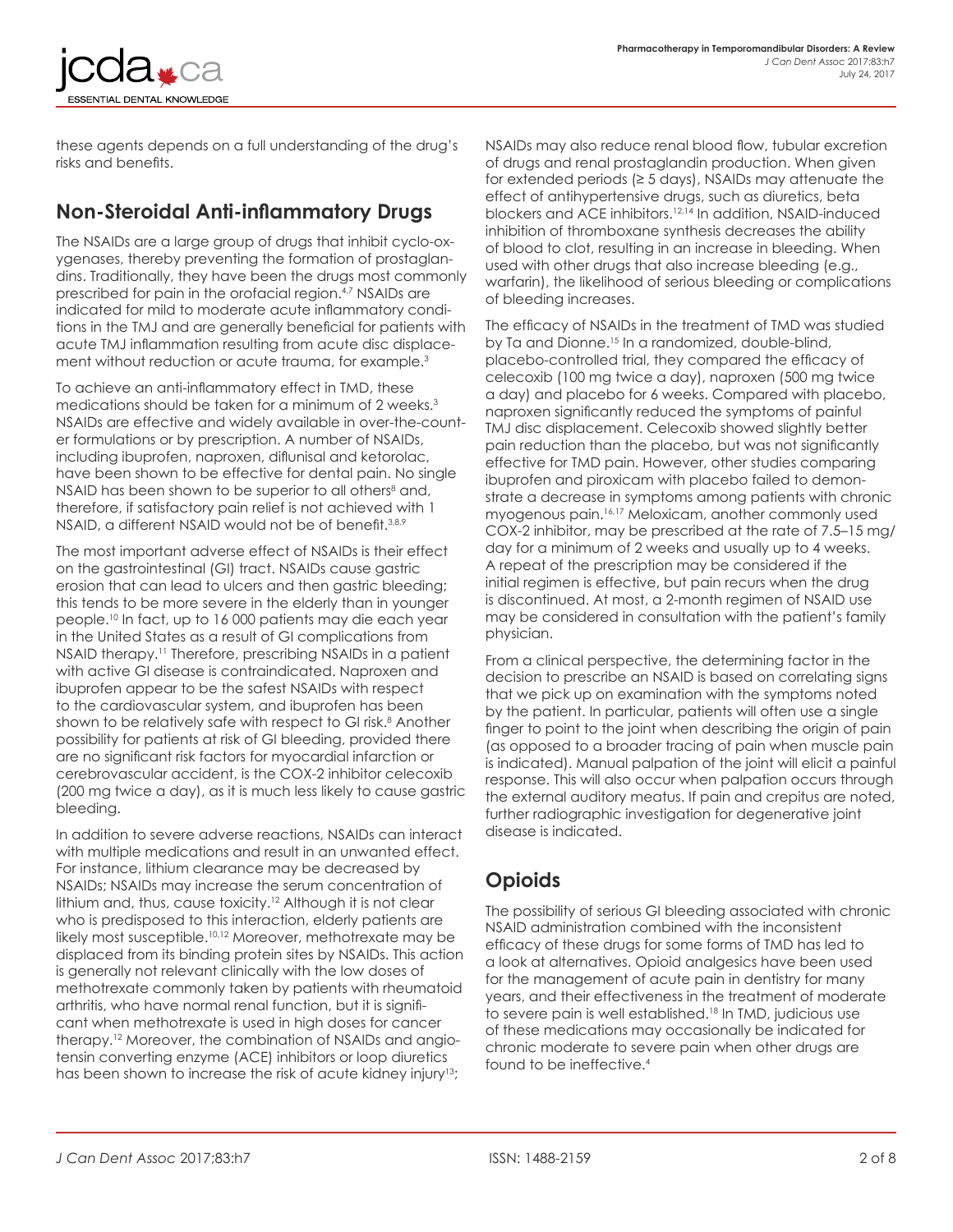these agents depends on a full understanding of the drug's risks and benefits.

## Non-Steroidal Anti-inflammatory Drugs

The NSAIDs are a large group of drugs that inhibit cyclo-oxygenases, thereby preventing the formation of prostaglandins. Traditionally, they have been the drugs most commonly prescribed for pain in the orofacial region.[4,7] NSAIDs are indicated for mild to moderate acute inflammatory conditions in the TMJ and are generally beneficial for patients with acute TMJ inflammation resulting from acute disc displacement without reduction or acute trauma, for example.[3]

To achieve an anti-inflammatory effect in TMD, these medications should be taken for a minimum of 2 weeks.[3] NSAIDs are effective and widely available in over-the-counter formulations or by prescription. A number of NSAIDs, including ibuprofen, naproxen, diflunisal and ketorolac, have been shown to be effective for dental pain. No single NSAID has been shown to be superior to all others[8] and, therefore, if satisfactory pain relief is not achieved with 1 NSAID, a different NSAID would not be of benefit.[3,8,9]

The most important adverse effect of NSAIDs is their effect on the gastrointestinal (GI) tract. NSAIDs cause gastric erosion that can lead to ulcers and then gastric bleeding; this tends to be more severe in the elderly than in younger people.[10] In fact, up to 16 000 patients may die each year in the United States as a result of GI complications from NSAID therapy.[11] Therefore, prescribing NSAIDs in a patient with active GI disease is contraindicated. Naproxen and ibuprofen appear to be the safest NSAIDs with respect to the cardiovascular system, and ibuprofen has been shown to be relatively safe with respect to GI risk.[8] Another possibility for patients at risk of GI bleeding, provided there are no significant risk factors for myocardial infarction or cerebrovascular accident, is the COX-2 inhibitor celecoxib (200 mg twice a day), as it is much less likely to cause gastric bleeding.

In addition to severe adverse reactions, NSAIDs can interact with multiple medications and result in an unwanted effect. For instance, lithium clearance may be decreased by NSAIDs; NSAIDs may increase the serum concentration of lithium and, thus, cause toxicity.[12] Although it is not clear who is predisposed to this interaction, elderly patients are likely most susceptible.[10,12] Moreover, methotrexate may be displaced from its binding protein sites by NSAIDs. This action is generally not relevant clinically with the low doses of methotrexate commonly taken by patients with rheumatoid arthritis, who have normal renal function, but it is significant when methotrexate is used in high doses for cancer therapy.[12] Moreover, the combination of NSAIDs and angiotensin converting enzyme (ACE) inhibitors or loop diuretics has been shown to increase the risk of acute kidney injury[13]; NSAIDs may also reduce renal blood flow, tubular excretion of drugs and renal prostaglandin production. When given for extended periods (≥ 5 days), NSAIDs may attenuate the effect of antihypertensive drugs, such as diuretics, beta blockers and ACE inhibitors.[12,14] In addition, NSAID-induced inhibition of thromboxane synthesis decreases the ability of blood to clot, resulting in an increase in bleeding. When used with other drugs that also increase bleeding (e.g., warfarin), the likelihood of serious bleeding or complications of bleeding increases.

The efficacy of NSAIDs in the treatment of TMD was studied by Ta and Dionne.[15] In a randomized, double-blind, placebo-controlled trial, they compared the efficacy of celecoxib (100 mg twice a day), naproxen (500 mg twice a day) and placebo for 6 weeks. Compared with placebo, naproxen significantly reduced the symptoms of painful TMJ disc displacement. Celecoxib showed slightly better pain reduction than the placebo, but was not significantly effective for TMD pain. However, other studies comparing ibuprofen and piroxicam with placebo failed to demonstrate a decrease in symptoms among patients with chronic myogenous pain.[16,17] Meloxicam, another commonly used COX-2 inhibitor, may be prescribed at the rate of 7.5–15 mg/day for a minimum of 2 weeks and usually up to 4 weeks. A repeat of the prescription may be considered if the initial regimen is effective, but pain recurs when the drug is discontinued. At most, a 2-month regimen of NSAID use may be considered in consultation with the patient's family physician.

From a clinical perspective, the determining factor in the decision to prescribe an NSAID is based on correlating signs that we pick up on examination with the symptoms noted by the patient. In particular, patients will often use a single finger to point to the joint when describing the origin of pain (as opposed to a broader tracing of pain when muscle pain is indicated). Manual palpation of the joint will elicit a painful response. This will also occur when palpation occurs through the external auditory meatus. If pain and crepitus are noted, further radiographic investigation for degenerative joint disease is indicated.

## Opioids

The possibility of serious GI bleeding associated with chronic NSAID administration combined with the inconsistent efficacy of these drugs for some forms of TMD has led to a look at alternatives. Opioid analgesics have been used for the management of acute pain in dentistry for many years, and their effectiveness in the treatment of moderate to severe pain is well established.[18] In TMD, judicious use of these medications may occasionally be indicated for chronic moderate to severe pain when other drugs are found to be ineffective.[4]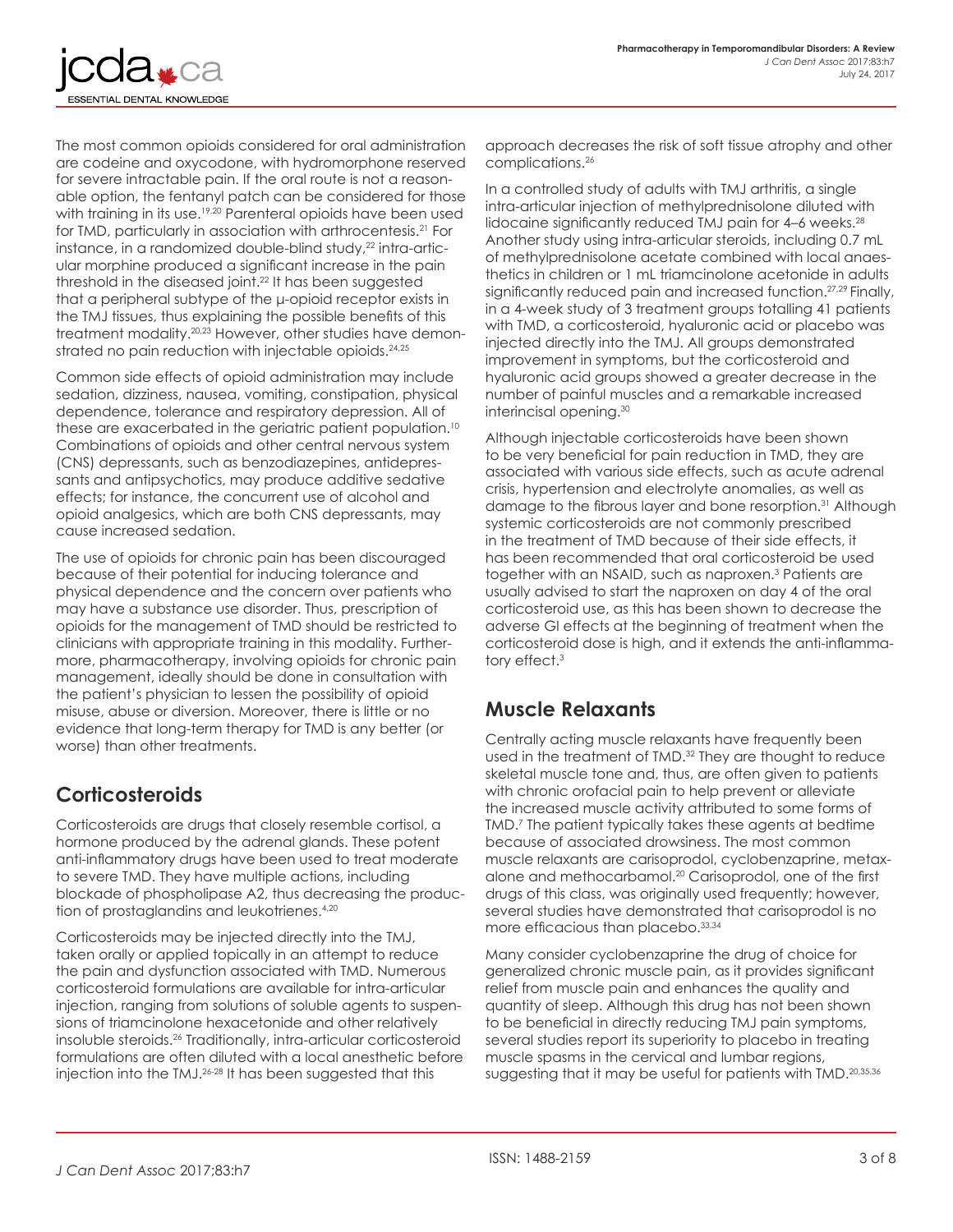The most common opioids considered for oral administration are codeine and oxycodone, with hydromorphone reserved for severe intractable pain. If the oral route is not a reasonable option, the fentanyl patch can be considered for those with training in its use.[19,20] Parenteral opioids have been used for TMD, particularly in association with arthrocentesis.[21] For instance, in a randomized double-blind study,[22] intra-articular morphine produced a significant increase in the pain threshold in the diseased joint.[22] It has been suggested that a peripheral subtype of the μ-opioid receptor exists in the TMJ tissues, thus explaining the possible benefits of this treatment modality.[20,23] However, other studies have demonstrated no pain reduction with injectable opioids.[24,25]

Common side effects of opioid administration may include sedation, dizziness, nausea, vomiting, constipation, physical dependence, tolerance and respiratory depression. All of these are exacerbated in the geriatric patient population.[10] Combinations of opioids and other central nervous system (CNS) depressants, such as benzodiazepines, antidepressants and antipsychotics, may produce additive sedative effects; for instance, the concurrent use of alcohol and opioid analgesics, which are both CNS depressants, may cause increased sedation.

The use of opioids for chronic pain has been discouraged because of their potential for inducing tolerance and physical dependence and the concern over patients who may have a substance use disorder. Thus, prescription of opioids for the management of TMD should be restricted to clinicians with appropriate training in this modality. Furthermore, pharmacotherapy, involving opioids for chronic pain management, ideally should be done in consultation with the patient's physician to lessen the possibility of opioid misuse, abuse or diversion. Moreover, there is little or no evidence that long-term therapy for TMD is any better (or worse) than other treatments.

## Corticosteroids

Corticosteroids are drugs that closely resemble cortisol, a hormone produced by the adrenal glands. These potent anti-inflammatory drugs have been used to treat moderate to severe TMD. They have multiple actions, including blockade of phospholipase A2, thus decreasing the production of prostaglandins and leukotrienes.[4,20]

Corticosteroids may be injected directly into the TMJ, taken orally or applied topically in an attempt to reduce the pain and dysfunction associated with TMD. Numerous corticosteroid formulations are available for intra-articular injection, ranging from solutions of soluble agents to suspensions of triamcinolone hexacetonide and other relatively insoluble steroids.[26] Traditionally, intra-articular corticosteroid formulations are often diluted with a local anesthetic before injection into the TMJ.[26-28] It has been suggested that this approach decreases the risk of soft tissue atrophy and other complications.[26]

In a controlled study of adults with TMJ arthritis, a single intra-articular injection of methylprednisolone diluted with lidocaine significantly reduced TMJ pain for 4–6 weeks.[28] Another study using intra-articular steroids, including 0.7 mL of methylprednisolone acetate combined with local anaesthetics in children or 1 mL triamcinolone acetonide in adults significantly reduced pain and increased function.[27,29] Finally, in a 4-week study of 3 treatment groups totalling 41 patients with TMD, a corticosteroid, hyaluronic acid or placebo was injected directly into the TMJ. All groups demonstrated improvement in symptoms, but the corticosteroid and hyaluronic acid groups showed a greater decrease in the number of painful muscles and a remarkable increased interincisal opening.[30]

Although injectable corticosteroids have been shown to be very beneficial for pain reduction in TMD, they are associated with various side effects, such as acute adrenal crisis, hypertension and electrolyte anomalies, as well as damage to the fibrous layer and bone resorption.[31] Although systemic corticosteroids are not commonly prescribed in the treatment of TMD because of their side effects, it has been recommended that oral corticosteroid be used together with an NSAID, such as naproxen.[3] Patients are usually advised to start the naproxen on day 4 of the oral corticosteroid use, as this has been shown to decrease the adverse GI effects at the beginning of treatment when the corticosteroid dose is high, and it extends the anti-inflammatory effect.[3]

## Muscle Relaxants

Centrally acting muscle relaxants have frequently been used in the treatment of TMD.[32] They are thought to reduce skeletal muscle tone and, thus, are often given to patients with chronic orofacial pain to help prevent or alleviate the increased muscle activity attributed to some forms of TMD.[7] The patient typically takes these agents at bedtime because of associated drowsiness. The most common muscle relaxants are carisoprodol, cyclobenzaprine, metaxalone and methocarbamol.[20] Carisoprodol, one of the first drugs of this class, was originally used frequently; however, several studies have demonstrated that carisoprodol is no more efficacious than placebo.[33,34]

Many consider cyclobenzaprine the drug of choice for generalized chronic muscle pain, as it provides significant relief from muscle pain and enhances the quality and quantity of sleep. Although this drug has not been shown to be beneficial in directly reducing TMJ pain symptoms, several studies report its superiority to placebo in treating muscle spasms in the cervical and lumbar regions, suggesting that it may be useful for patients with TMD.[20,35,36]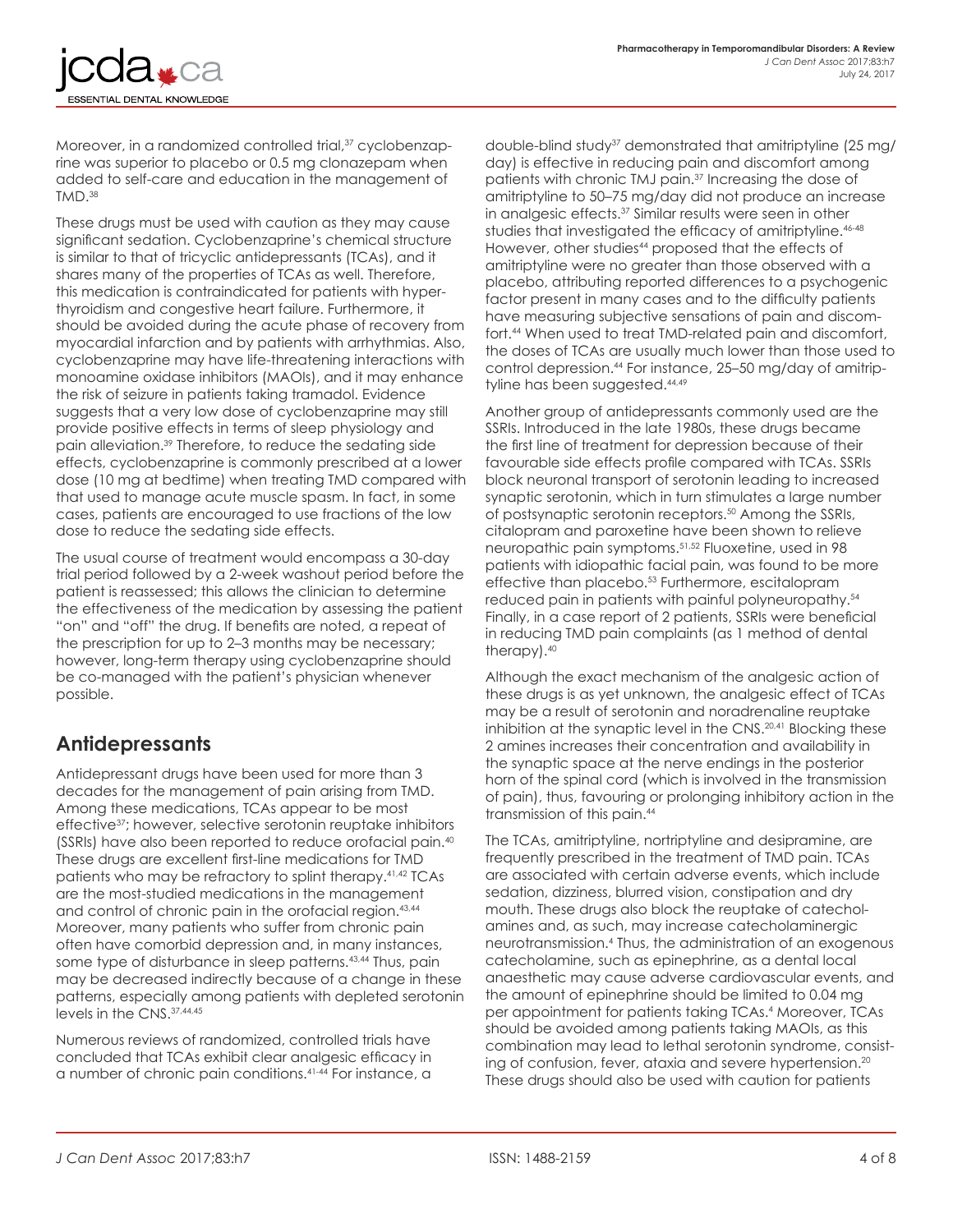Moreover, in a randomized controlled trial,[37] cyclobenzaprine was superior to placebo or 0.5 mg clonazepam when added to self-care and education in the management of TMD.[38]

These drugs must be used with caution as they may cause significant sedation. Cyclobenzaprine's chemical structure is similar to that of tricyclic antidepressants (TCAs), and it shares many of the properties of TCAs as well. Therefore, this medication is contraindicated for patients with hyperthyroidism and congestive heart failure. Furthermore, it should be avoided during the acute phase of recovery from myocardial infarction and by patients with arrhythmias. Also, cyclobenzaprine may have life-threatening interactions with monoamine oxidase inhibitors (MAOIs), and it may enhance the risk of seizure in patients taking tramadol. Evidence suggests that a very low dose of cyclobenzaprine may still provide positive effects in terms of sleep physiology and pain alleviation.[39] Therefore, to reduce the sedating side effects, cyclobenzaprine is commonly prescribed at a lower dose (10 mg at bedtime) when treating TMD compared with that used to manage acute muscle spasm. In fact, in some cases, patients are encouraged to use fractions of the low dose to reduce the sedating side effects.

The usual course of treatment would encompass a 30-day trial period followed by a 2-week washout period before the patient is reassessed; this allows the clinician to determine the effectiveness of the medication by assessing the patient "on" and "off" the drug. If benefits are noted, a repeat of the prescription for up to 2–3 months may be necessary; however, long-term therapy using cyclobenzaprine should be co-managed with the patient's physician whenever possible.

## Antidepressants

Antidepressant drugs have been used for more than 3 decades for the management of pain arising from TMD. Among these medications, TCAs appear to be most effective[37]; however, selective serotonin reuptake inhibitors (SSRIs) have also been reported to reduce orofacial pain.[40] These drugs are excellent first-line medications for TMD patients who may be refractory to splint therapy.[41,42] TCAs are the most-studied medications in the management and control of chronic pain in the orofacial region.[43,44] Moreover, many patients who suffer from chronic pain often have comorbid depression and, in many instances, some type of disturbance in sleep patterns.[43,44] Thus, pain may be decreased indirectly because of a change in these patterns, especially among patients with depleted serotonin levels in the CNS.[37,44,45]

Numerous reviews of randomized, controlled trials have concluded that TCAs exhibit clear analgesic efficacy in a number of chronic pain conditions.[41-44] For instance, a double-blind study[37] demonstrated that amitriptyline (25 mg/day) is effective in reducing pain and discomfort among patients with chronic TMJ pain.[37] Increasing the dose of amitriptyline to 50–75 mg/day did not produce an increase in analgesic effects.[37] Similar results were seen in other studies that investigated the efficacy of amitriptyline.[46-48] However, other studies[44] proposed that the effects of amitriptyline were no greater than those observed with a placebo, attributing reported differences to a psychogenic factor present in many cases and to the difficulty patients have measuring subjective sensations of pain and discomfort.[44] When used to treat TMD-related pain and discomfort, the doses of TCAs are usually much lower than those used to control depression.[44] For instance, 25–50 mg/day of amitriptyline has been suggested.[44,49]

Another group of antidepressants commonly used are the SSRIs. Introduced in the late 1980s, these drugs became the first line of treatment for depression because of their favourable side effects profile compared with TCAs. SSRIs block neuronal transport of serotonin leading to increased synaptic serotonin, which in turn stimulates a large number of postsynaptic serotonin receptors.[50] Among the SSRIs, citalopram and paroxetine have been shown to relieve neuropathic pain symptoms.[51,52] Fluoxetine, used in 98 patients with idiopathic facial pain, was found to be more effective than placebo.[53] Furthermore, escitalopram reduced pain in patients with painful polyneuropathy.[54] Finally, in a case report of 2 patients, SSRIs were beneficial in reducing TMD pain complaints (as 1 method of dental therapy).[40]

Although the exact mechanism of the analgesic action of these drugs is as yet unknown, the analgesic effect of TCAs may be a result of serotonin and noradrenaline reuptake inhibition at the synaptic level in the CNS.[20,41] Blocking these 2 amines increases their concentration and availability in the synaptic space at the nerve endings in the posterior horn of the spinal cord (which is involved in the transmission of pain), thus, favouring or prolonging inhibitory action in the transmission of this pain.[44]

The TCAs, amitriptyline, nortriptyline and desipramine, are frequently prescribed in the treatment of TMD pain. TCAs are associated with certain adverse events, which include sedation, dizziness, blurred vision, constipation and dry mouth. These drugs also block the reuptake of catecholamines and, as such, may increase catecholaminergic neurotransmission.[4] Thus, the administration of an exogenous catecholamine, such as epinephrine, as a dental local anaesthetic may cause adverse cardiovascular events, and the amount of epinephrine should be limited to 0.04 mg per appointment for patients taking TCAs.[4] Moreover, TCAs should be avoided among patients taking MAOIs, as this combination may lead to lethal serotonin syndrome, consisting of confusion, fever, ataxia and severe hypertension.[20] These drugs should also be used with caution for patients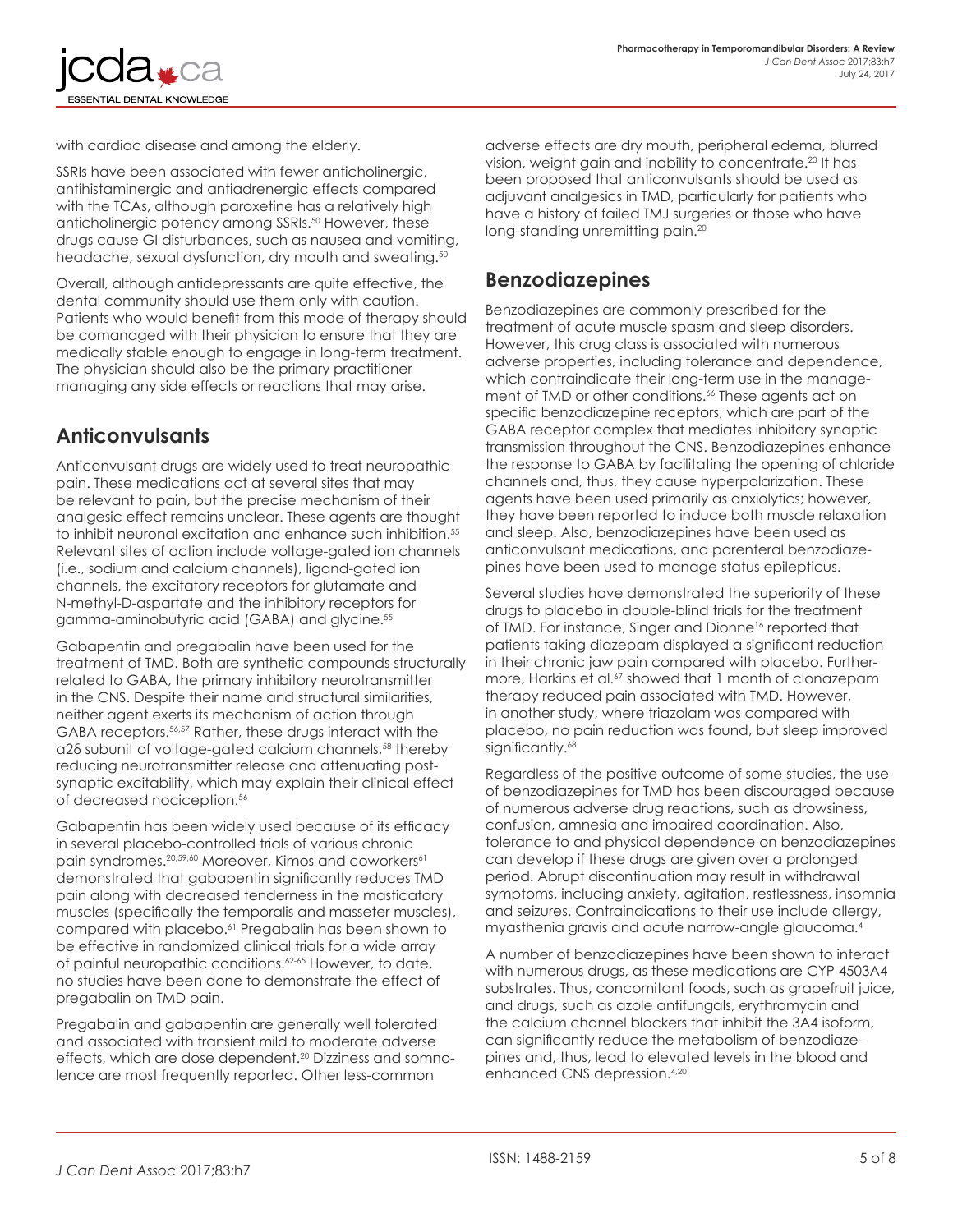with cardiac disease and among the elderly.

SSRIs have been associated with fewer anticholinergic, antihistaminergic and antiadrenergic effects compared with the TCAs, although paroxetine has a relatively high anticholinergic potency among SSRIs.[50] However, these drugs cause GI disturbances, such as nausea and vomiting, headache, sexual dysfunction, dry mouth and sweating.[50]

Overall, although antidepressants are quite effective, the dental community should use them only with caution. Patients who would benefit from this mode of therapy should be comanaged with their physician to ensure that they are medically stable enough to engage in long-term treatment. The physician should also be the primary practitioner managing any side effects or reactions that may arise.

## Anticonvulsants

Anticonvulsant drugs are widely used to treat neuropathic pain. These medications act at several sites that may be relevant to pain, but the precise mechanism of their analgesic effect remains unclear. These agents are thought to inhibit neuronal excitation and enhance such inhibition.[55] Relevant sites of action include voltage-gated ion channels (i.e., sodium and calcium channels), ligand-gated ion channels, the excitatory receptors for glutamate and N-methyl-D-aspartate and the inhibitory receptors for gamma-aminobutyric acid (GABA) and glycine.[55]

Gabapentin and pregabalin have been used for the treatment of TMD. Both are synthetic compounds structurally related to GABA, the primary inhibitory neurotransmitter in the CNS. Despite their name and structural similarities, neither agent exerts its mechanism of action through GABA receptors.[56,57] Rather, these drugs interact with the α2δ subunit of voltage-gated calcium channels,[58] thereby reducing neurotransmitter release and attenuating post-synaptic excitability, which may explain their clinical effect of decreased nociception.[56]

Gabapentin has been widely used because of its efficacy in several placebo-controlled trials of various chronic pain syndromes.[20,59,60] Moreover, Kimos and coworkers[61] demonstrated that gabapentin significantly reduces TMD pain along with decreased tenderness in the masticatory muscles (specifically the temporalis and masseter muscles), compared with placebo.[61] Pregabalin has been shown to be effective in randomized clinical trials for a wide array of painful neuropathic conditions.[62-65] However, to date, no studies have been done to demonstrate the effect of pregabalin on TMD pain.

Pregabalin and gabapentin are generally well tolerated and associated with transient mild to moderate adverse effects, which are dose dependent.[20] Dizziness and somnolence are most frequently reported. Other less-common adverse effects are dry mouth, peripheral edema, blurred vision, weight gain and inability to concentrate.[20] It has been proposed that anticonvulsants should be used as adjuvant analgesics in TMD, particularly for patients who have a history of failed TMJ surgeries or those who have long-standing unremitting pain.[20]

## Benzodiazepines

Benzodiazepines are commonly prescribed for the treatment of acute muscle spasm and sleep disorders. However, this drug class is associated with numerous adverse properties, including tolerance and dependence, which contraindicate their long-term use in the management of TMD or other conditions.[66] These agents act on specific benzodiazepine receptors, which are part of the GABA receptor complex that mediates inhibitory synaptic transmission throughout the CNS. Benzodiazepines enhance the response to GABA by facilitating the opening of chloride channels and, thus, they cause hyperpolarization. These agents have been used primarily as anxiolytics; however, they have been reported to induce both muscle relaxation and sleep. Also, benzodiazepines have been used as anticonvulsant medications, and parenteral benzodiazepines have been used to manage status epilepticus.

Several studies have demonstrated the superiority of these drugs to placebo in double-blind trials for the treatment of TMD. For instance, Singer and Dionne[16] reported that patients taking diazepam displayed a significant reduction in their chronic jaw pain compared with placebo. Furthermore, Harkins et al.[67] showed that 1 month of clonazepam therapy reduced pain associated with TMD. However, in another study, where triazolam was compared with placebo, no pain reduction was found, but sleep improved significantly.[68]

Regardless of the positive outcome of some studies, the use of benzodiazepines for TMD has been discouraged because of numerous adverse drug reactions, such as drowsiness, confusion, amnesia and impaired coordination. Also, tolerance to and physical dependence on benzodiazepines can develop if these drugs are given over a prolonged period. Abrupt discontinuation may result in withdrawal symptoms, including anxiety, agitation, restlessness, insomnia and seizures. Contraindications to their use include allergy, myasthenia gravis and acute narrow-angle glaucoma.[4]

A number of benzodiazepines have been shown to interact with numerous drugs, as these medications are CYP 4503A4 substrates. Thus, concomitant foods, such as grapefruit juice, and drugs, such as azole antifungals, erythromycin and the calcium channel blockers that inhibit the 3A4 isoform, can significantly reduce the metabolism of benzodiazepines and, thus, lead to elevated levels in the blood and enhanced CNS depression.[4,20]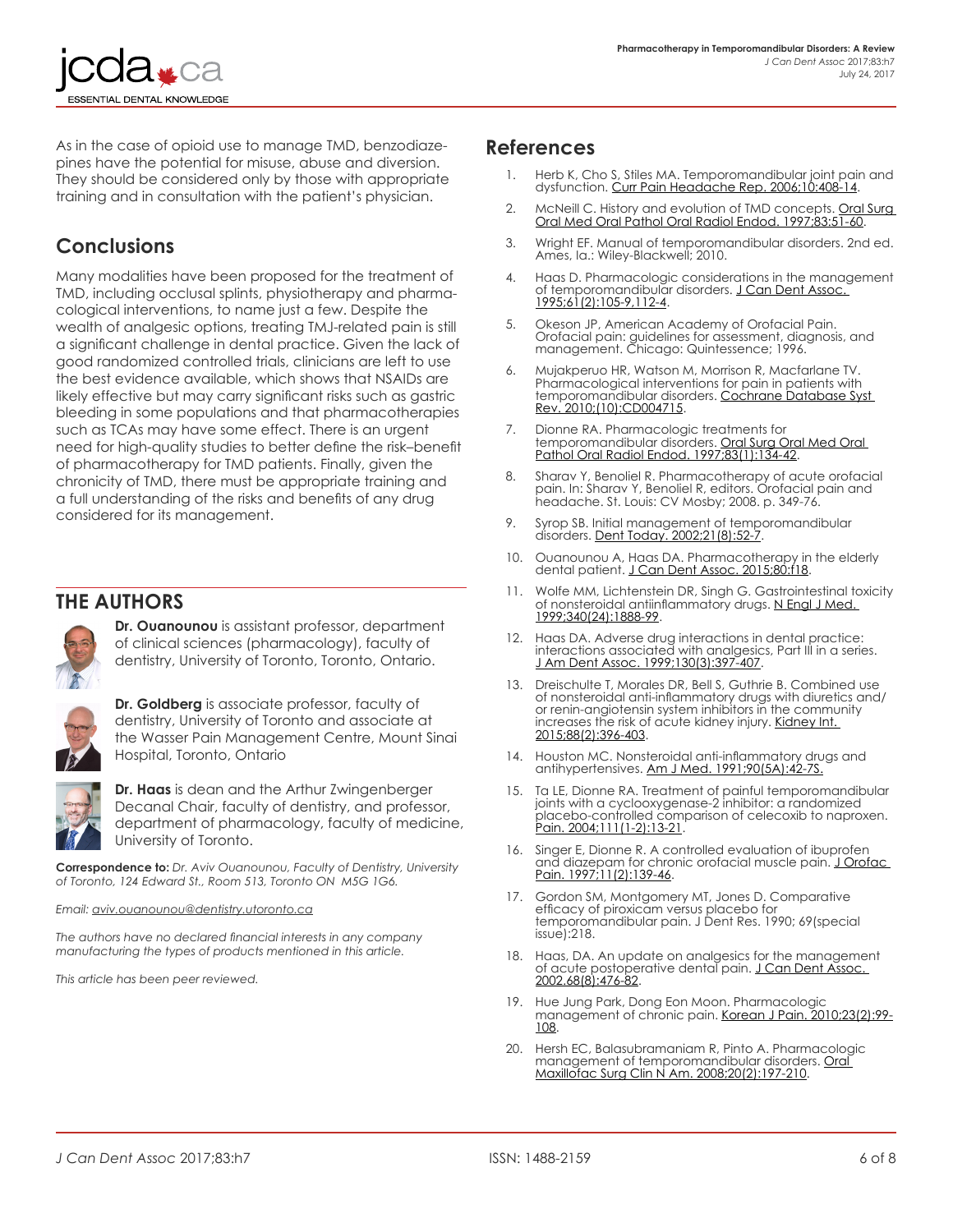As in the case of opioid use to manage TMD, benzodiazepines have the potential for misuse, abuse and diversion. They should be considered only by those with appropriate training and in consultation with the patient's physician.

## Conclusions

Many modalities have been proposed for the treatment of TMD, including occlusal splints, physiotherapy and pharmacological interventions, to name just a few. Despite the wealth of analgesic options, treating TMJ-related pain is still a significant challenge in dental practice. Given the lack of good randomized controlled trials, clinicians are left to use the best evidence available, which shows that NSAIDs are likely effective but may carry significant risks such as gastric bleeding in some populations and that pharmacotherapies such as TCAs may have some effect. There is an urgent need for high-quality studies to better define the risk–benefit of pharmacotherapy for TMD patients. Finally, given the chronicity of TMD, there must be appropriate training and a full understanding of the risks and benefits of any drug considered for its management.

## THE AUTHORS

**Dr. Ouanounou** is assistant professor, department of clinical sciences (pharmacology), faculty of dentistry, University of Toronto, Toronto, Ontario.

**Dr. Goldberg** is associate professor, faculty of dentistry, University of Toronto and associate at the Wasser Pain Management Centre, Mount Sinai Hospital, Toronto, Ontario

**Dr. Haas** is dean and the Arthur Zwingenberger Decanal Chair, faculty of dentistry, and professor, department of pharmacology, faculty of medicine, University of Toronto.

**Correspondence to:** *Dr. Aviv Ouanounou, Faculty of Dentistry, University of Toronto, 124 Edward St., Room 513, Toronto ON M5G 1G6.*

*Email: aviv.ouanounou@dentistry.utoronto.ca*

*The authors have no declared financial interests in any company manufacturing the types of products mentioned in this article.*

*This article has been peer reviewed.*

## References

1. Herb K, Cho S, Stiles MA. Temporomandibular joint pain and dysfunction. Curr Pain Headache Rep. 2006;10:408-14.
2. McNeill C. History and evolution of TMD concepts. Oral Surg Oral Med Oral Pathol Oral Radiol Endod. 1997;83:51-60.
3. Wright EF. Manual of temporomandibular disorders. 2nd ed. Ames, Ia.: Wiley-Blackwell; 2010.
4. Haas D. Pharmacologic considerations in the management of temporomandibular disorders. J Can Dent Assoc. 1995;61(2):105-9,112-4.
5. Okeson JP, American Academy of Orofacial Pain. Orofacial pain: guidelines for assessment, diagnosis, and management. Chicago: Quintessence; 1996.
6. Mujakperuo HR, Watson M, Morrison R, Macfarlane TV. Pharmacological interventions for pain in patients with temporomandibular disorders. Cochrane Database Syst Rev. 2010;(10):CD004715.
7. Dionne RA. Pharmacologic treatments for temporomandibular disorders. Oral Surg Oral Med Oral Pathol Oral Radiol Endod. 1997;83(1):134-42.
8. Sharav Y, Benoliel R. Pharmacotherapy of acute orofacial pain. In: Sharav Y, Benoliel R, editors. Orofacial pain and headache. St. Louis: CV Mosby; 2008. p. 349-76.
9. Syrop SB. Initial management of temporomandibular disorders. Dent Today. 2002;21(8):52-7.
10. Ouanounou A, Haas DA. Pharmacotherapy in the elderly dental patient. J Can Dent Assoc. 2015;80:f18.
11. Wolfe MM, Lichtenstein DR, Singh G. Gastrointestinal toxicity of nonsteroidal antiinflammatory drugs. N Engl J Med. 1999;340(24):1888-99.
12. Haas DA. Adverse drug interactions in dental practice: interactions associated with analgesics, Part III in a series. J Am Dent Assoc. 1999;130(3):397-407.
13. Dreischulte T, Morales DR, Bell S, Guthrie B. Combined use of nonsteroidal anti-inflammatory drugs with diuretics and/or renin-angiotensin system inhibitors in the community increases the risk of acute kidney injury. Kidney Int. 2015;88(2):396-403.
14. Houston MC. Nonsteroidal anti-inflammatory drugs and antihypertensives. Am J Med. 1991;90(5A):42-7S.
15. Ta LE, Dionne RA. Treatment of painful temporomandibular joints with a cyclooxygenase-2 inhibitor: a randomized placebo-controlled comparison of celecoxib to naproxen. Pain. 2004;111(1-2):13-21.
16. Singer E, Dionne R. A controlled evaluation of ibuprofen and diazepam for chronic orofacial muscle pain. J Orofac Pain. 1997;11(2):139-46.
17. Gordon SM, Montgomery MT, Jones D. Comparative efficacy of piroxicam versus placebo for temporomandibular pain. J Dent Res. 1990; 69(special issue):218.
18. Haas, DA. An update on analgesics for the management of acute postoperative dental pain. J Can Dent Assoc. 2002.68(8):476-82.
19. Hue Jung Park, Dong Eon Moon. Pharmacologic management of chronic pain. Korean J Pain. 2010;23(2):99-108.
20. Hersh EC, Balasubramaniam R, Pinto A. Pharmacologic management of temporomandibular disorders. Oral Maxillofac Surg Clin N Am. 2008;20(2):197-210.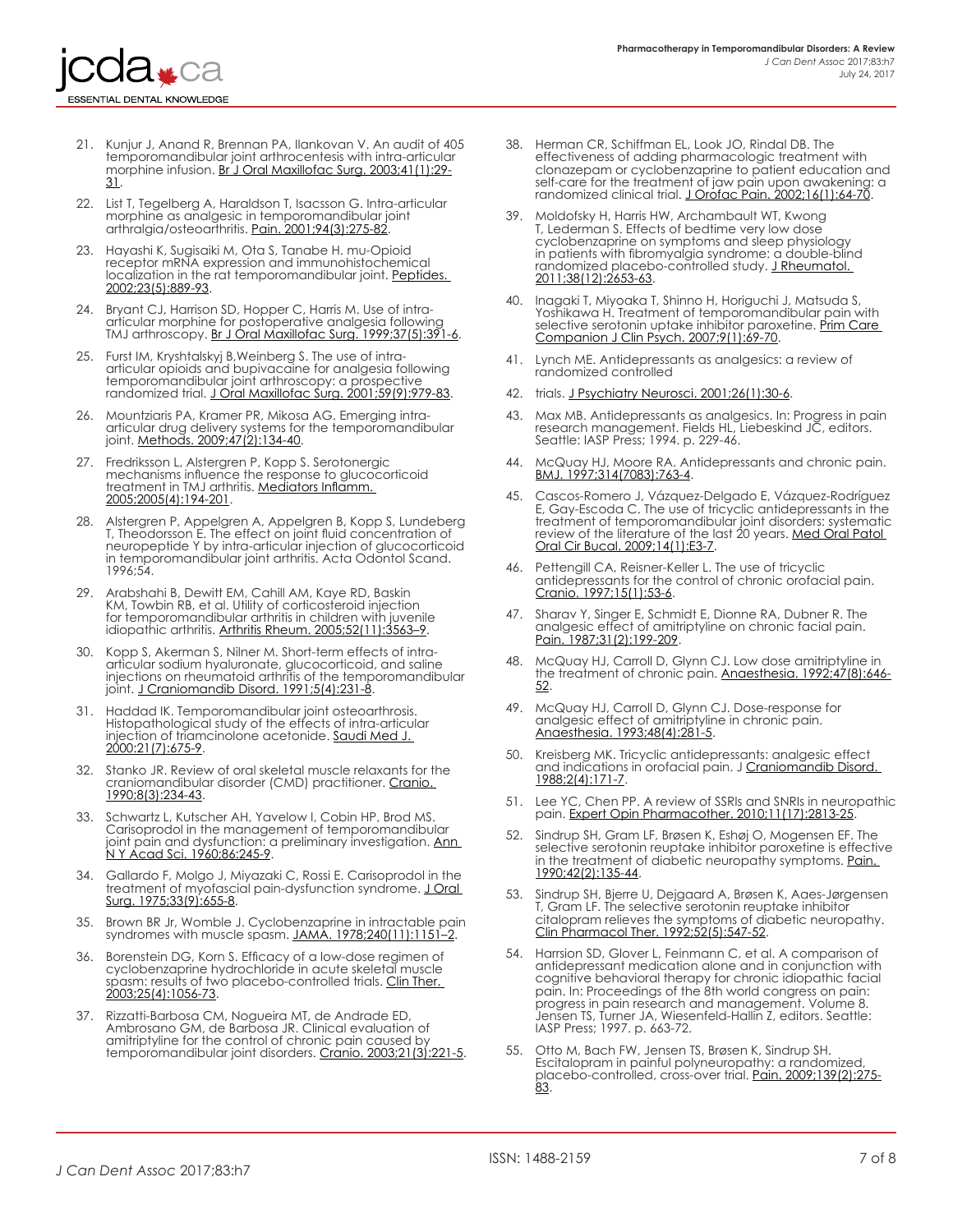21. Kunjur J, Anand R, Brennan PA, Ilankovan V. An audit of 405 temporomandibular joint arthrocentesis with intra-articular morphine infusion. Br J Oral Maxillofac Surg. 2003;41(1):29-31.

22. List T, Tegelberg A, Haraldson T, Isacsson G. Intra-articular morphine as analgesic in temporomandibular joint arthralgia/osteoarthritis. Pain. 2001;94(3):275-82.

23. Hayashi K, Sugisaiki M, Ota S, Tanabe H. mu-Opioid receptor mRNA expression and immunohistochemical localization in the rat temporomandibular joint. Peptides. 2002;23(5):889-93.

24. Bryant CJ, Harrison SD, Hopper C, Harris M. Use of intra-articular morphine for postoperative analgesia following TMJ arthroscopy. Br J Oral Maxillofac Surg. 1999;37(5):391-6.

25. Furst IM, Kryshtalskyj B,Weinberg S. The use of intra-articular opioids and bupivacaine for analgesia following temporomandibular joint arthroscopy: a prospective randomized trial. J Oral Maxillofac Surg. 2001;59(9):979-83.

26. Mountziaris PA, Kramer PR, Mikosa AG. Emerging intra-articular drug delivery systems for the temporomandibular joint. Methods. 2009;47(2):134-40.

27. Fredriksson L, Alstergren P, Kopp S. Serotonergic mechanisms influence the response to glucocorticoid treatment in TMJ arthritis. Mediators Inflamm. 2005;2005(4):194-201.

28. Alstergren P, Appelgren A, Appelgren B, Kopp S, Lundeberg T, Theodorsson E. The effect on joint fluid concentration of neuropeptide Y by intra-articular injection of glucocorticoid in temporomandibular joint arthritis. Acta Odontol Scand. 1996;54.

29. Arabshahi B, Dewitt EM, Cahill AM, Kaye RD, Baskin KM, Towbin RB, et al. Utility of corticosteroid injection for temporomandibular arthritis in children with juvenile idiopathic arthritis. Arthritis Rheum. 2005;52(11):3563–9.

30. Kopp S, Akerman S, Nilner M. Short-term effects of intra-articular sodium hyaluronate, glucocorticoid, and saline injections on rheumatoid arthritis of the temporomandibular joint. J Craniomandib Disord. 1991;5(4):231-8.

31. Haddad IK. Temporomandibular joint osteoarthrosis. Histopathological study of the effects of intra-articular injection of triamcinolone acetonide. Saudi Med J. 2000:21(7):675-9.

32. Stanko JR. Review of oral skeletal muscle relaxants for the craniomandibular disorder (CMD) practitioner. Cranio. 1990;8(3):234-43.

33. Schwartz L, Kutscher AH, Yavelow I, Cobin HP, Brod MS. Carisoprodol in the management of temporomandibular joint pain and dysfunction: a preliminary investigation. Ann N Y Acad Sci. 1960;86:245-9.

34. Gallardo F, Molgo J, Miyazaki C, Rossi E. Carisoprodol in the treatment of myofascial pain-dysfunction syndrome. J Oral Surg. 1975;33(9):655-8.

35. Brown BR Jr, Womble J. Cyclobenzaprine in intractable pain syndromes with muscle spasm. JAMA. 1978;240(11):1151–2.

36. Borenstein DG, Korn S. Efficacy of a low-dose regimen of cyclobenzaprine hydrochloride in acute skeletal muscle spasm: results of two placebo-controlled trials. Clin Ther. 2003;25(4):1056-73.

37. Rizzatti-Barbosa CM, Nogueira MT, de Andrade ED, Ambrosano GM, de Barbosa JR. Clinical evaluation of amitriptyline for the control of chronic pain caused by temporomandibular joint disorders. Cranio. 2003;21(3):221-5.

38. Herman CR, Schiffman EL, Look JO, Rindal DB. The effectiveness of adding pharmacologic treatment with clonazepam or cyclobenzaprine to patient education and self-care for the treatment of jaw pain upon awakening: a randomized clinical trial. J Orofac Pain. 2002;16(1):64-70.

39. Moldofsky H, Harris HW, Archambault WT, Kwong T, Lederman S. Effects of bedtime very low dose cyclobenzaprine on symptoms and sleep physiology in patients with fibromyalgia syndrome: a double-blind randomized placebo-controlled study. J Rheumatol. 2011;38(12):2653-63.

40. Inagaki T, Miyoaka T, Shinno H, Horiguchi J, Matsuda S, Yoshikawa H. Treatment of temporomandibular pain with selective serotonin uptake inhibitor paroxetine. Prim Care Companion J Clin Psych. 2007;9(1):69-70.

41. Lynch ME. Antidepressants as analgesics: a review of randomized controlled

42. trials. J Psychiatry Neurosci. 2001;26(1):30-6.

43. Max MB. Antidepressants as analgesics. In: Progress in pain research management. Fields HL, Liebeskind JC, editors. Seattle: IASP Press; 1994. p. 229-46.

44. McQuay HJ, Moore RA. Antidepressants and chronic pain. BMJ. 1997;314(7083):763-4.

45. Cascos-Romero J, Vázquez-Delgado E, Vázquez-Rodríguez E, Gay-Escoda C. The use of tricyclic antidepressants in the treatment of temporomandibular joint disorders: systematic review of the literature of the last 20 years. Med Oral Patol Oral Cir Bucal. 2009;14(1):E3-7.

46. Pettengill CA, Reisner-Keller L. The use of tricyclic antidepressants for the control of chronic orofacial pain. Cranio. 1997;15(1):53-6.

47. Sharav Y, Singer E, Schmidt E, Dionne RA, Dubner R. The analgesic effect of amitriptyline on chronic facial pain. Pain. 1987;31(2):199-209.

48. McQuay HJ, Carroll D, Glynn CJ. Low dose amitriptyline in the treatment of chronic pain. Anaesthesia. 1992;47(8):646-52.

49. McQuay HJ, Carroll D, Glynn CJ. Dose-response for analgesic effect of amitriptyline in chronic pain. Anaesthesia. 1993;48(4):281-5.

50. Kreisberg MK. Tricyclic antidepressants: analgesic effect and indications in orofacial pain. J Craniomandib Disord. 1988;2(4):171-7.

51. Lee YC, Chen PP. A review of SSRIs and SNRIs in neuropathic pain. Expert Opin Pharmacother. 2010;11(17):2813-25.

52. Sindrup SH, Gram LF, Brøsen K, Eshøj O, Mogensen EF. The selective serotonin reuptake inhibitor paroxetine is effective in the treatment of diabetic neuropathy symptoms. Pain. 1990;42(2):135-44.

53. Sindrup SH, Bjerre U, Dejgaard A, Brøsen K, Aaes-Jørgensen T, Gram LF. The selective serotonin reuptake inhibitor citalopram relieves the symptoms of diabetic neuropathy. Clin Pharmacol Ther. 1992;52(5):547-52.

54. Harrsion SD, Glover L, Feinmann C, et al. A comparison of antidepressant medication alone and in conjunction with cognitive behavioral therapy for chronic idiopathic facial pain. In: Proceedings of the 8th world congress on pain: progress in pain research and management. Volume 8. Jensen TS, Turner JA, Wiesenfeld-Hallin Z, editors. Seattle: IASP Press; 1997. p. 663-72.

55. Otto M, Bach FW, Jensen TS, Brøsen K, Sindrup SH. Escitalopram in painful polyneuropathy: a randomized, placebo-controlled, cross-over trial. Pain. 2009;139(2):275-83.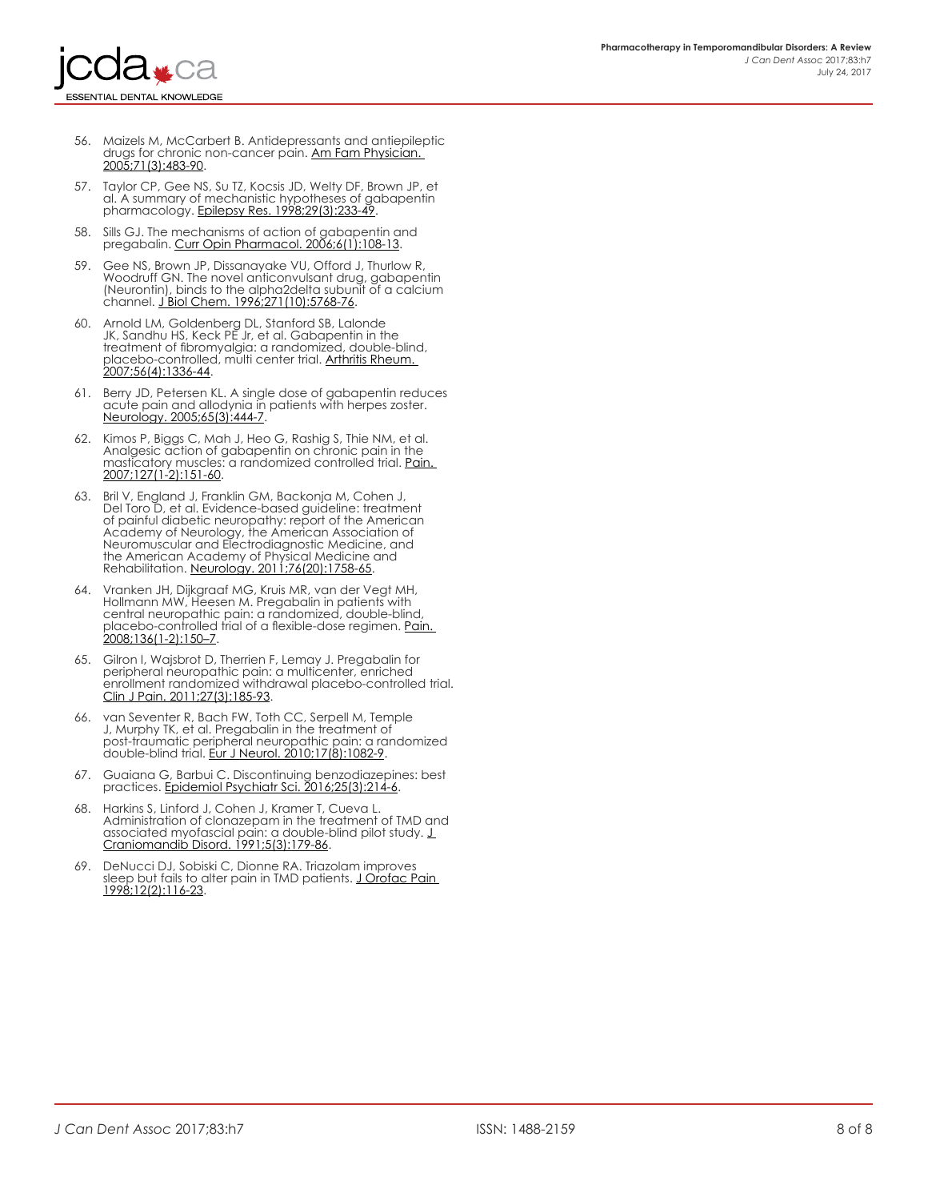56. Maizels M, McCarbert B. Antidepressants and antiepileptic drugs for chronic non-cancer pain. Am Fam Physician. 2005;71(3):483-90.
57. Taylor CP, Gee NS, Su TZ, Kocsis JD, Welty DF, Brown JP, et al. A summary of mechanistic hypotheses of gabapentin pharmacology. Epilepsy Res. 1998;29(3):233-49.
58. Sills GJ. The mechanisms of action of gabapentin and pregabalin. Curr Opin Pharmacol. 2006;6(1):108-13.
59. Gee NS, Brown JP, Dissanayake VU, Offord J, Thurlow R, Woodruff GN. The novel anticonvulsant drug, gabapentin (Neurontin), binds to the alpha2delta subunit of a calcium channel. J Biol Chem. 1996;271(10):5768-76.
60. Arnold LM, Goldenberg DL, Stanford SB, Lalonde JK, Sandhu HS, Keck PE Jr, et al. Gabapentin in the treatment of fibromyalgia: a randomized, double-blind, placebo-controlled, multi center trial. Arthritis Rheum. 2007;56(4):1336-44.
61. Berry JD, Petersen KL. A single dose of gabapentin reduces acute pain and allodynia in patients with herpes zoster. Neurology. 2005;65(3):444-7.
62. Kimos P, Biggs C, Mah J, Heo G, Rashig S, Thie NM, et al. Analgesic action of gabapentin on chronic pain in the masticatory muscles: a randomized controlled trial. Pain. 2007;127(1-2):151-60.
63. Bril V, England J, Franklin GM, Backonja M, Cohen J, Del Toro D, et al. Evidence-based guideline: treatment of painful diabetic neuropathy: report of the American Academy of Neurology, the American Association of Neuromuscular and Electrodiagnostic Medicine, and the American Academy of Physical Medicine and Rehabilitation. Neurology. 2011;76(20):1758-65.
64. Vranken JH, Dijkgraaf MG, Kruis MR, van der Vegt MH, Hollmann MW, Heesen M. Pregabalin in patients with central neuropathic pain: a randomized, double-blind, placebo-controlled trial of a flexible-dose regimen. Pain. 2008;136(1-2):150–7.
65. Gilron I, Wajsbrot D, Therrien F, Lemay J. Pregabalin for peripheral neuropathic pain: a multicenter, enriched enrollment randomized withdrawal placebo-controlled trial. Clin J Pain. 2011;27(3):185-93.
66. van Seventer R, Bach FW, Toth CC, Serpell M, Temple J, Murphy TK, et al. Pregabalin in the treatment of post-traumatic peripheral neuropathic pain: a randomized double-blind trial. Eur J Neurol. 2010;17(8):1082-9.
67. Guaiana G, Barbui C. Discontinuing benzodiazepines: best practices. Epidemiol Psychiatr Sci. 2016;25(3):214-6.
68. Harkins S, Linford J, Cohen J, Kramer T, Cueva L. Administration of clonazepam in the treatment of TMD and associated myofascial pain: a double-blind pilot study. J Craniomandib Disord. 1991;5(3):179-86.
69. DeNucci DJ, Sobiski C, Dionne RA. Triazolam improves sleep but fails to alter pain in TMD patients. J Orofac Pain 1998;12(2):116-23.